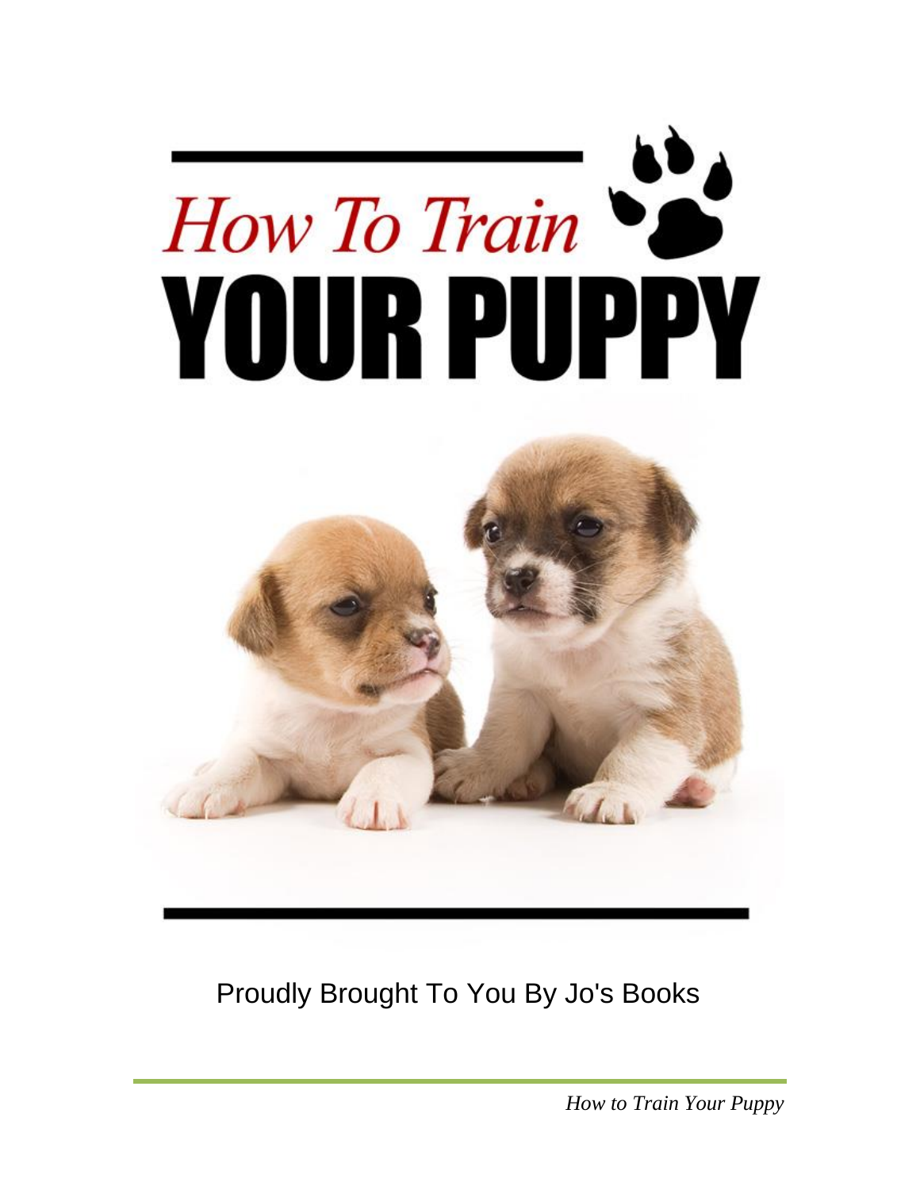# How To Train YOUR PUPPY

Proudly Brought To You By Jo's Books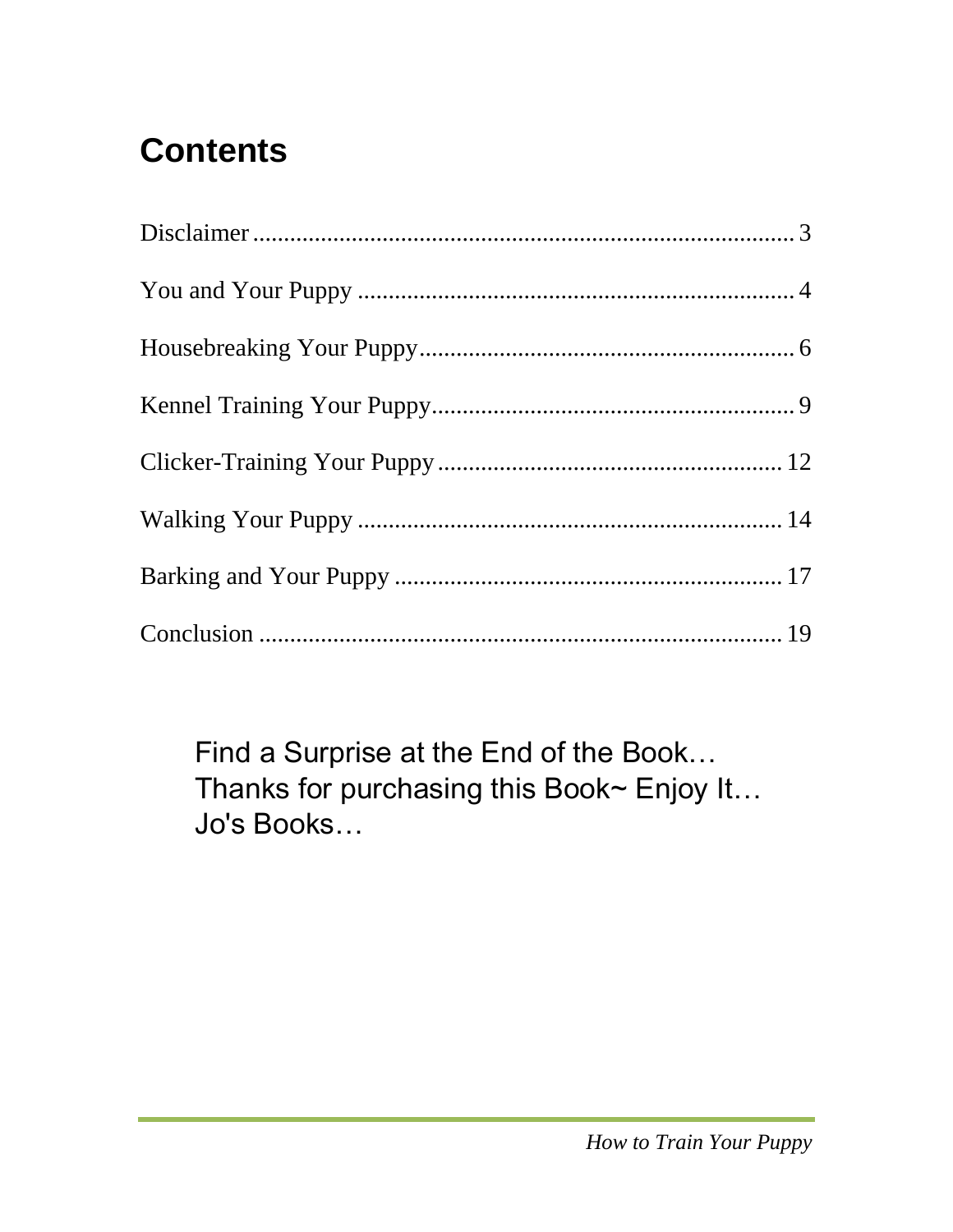# Contents

| | |
|---|---|
| Disclaimer | 3 |
| You and Your Puppy | 4 |
| Housebreaking Your Puppy | 6 |
| Kennel Training Your Puppy | 9 |
| Clicker-Training Your Puppy | 12 |
| Walking Your Puppy | 14 |
| Barking and Your Puppy | 17 |
| Conclusion | 19 |

Find a Surprise at the End of the Book…
Thanks for purchasing this Book~ Enjoy It…
Jo's Books…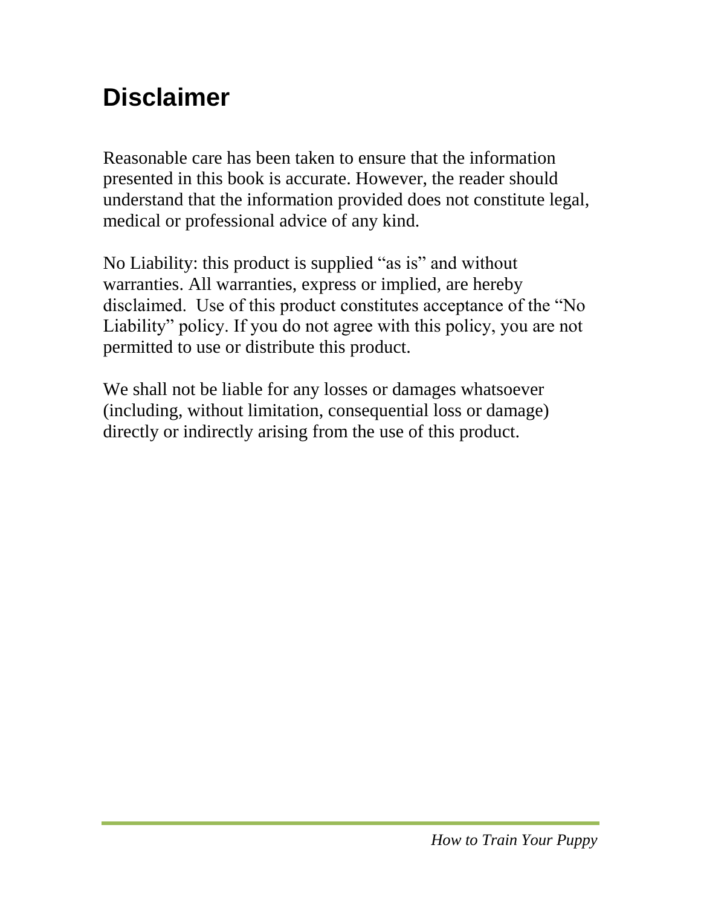# Disclaimer

Reasonable care has been taken to ensure that the information presented in this book is accurate. However, the reader should understand that the information provided does not constitute legal, medical or professional advice of any kind.

No Liability: this product is supplied "as is" and without warranties. All warranties, express or implied, are hereby disclaimed. Use of this product constitutes acceptance of the "No Liability" policy. If you do not agree with this policy, you are not permitted to use or distribute this product.

We shall not be liable for any losses or damages whatsoever (including, without limitation, consequential loss or damage) directly or indirectly arising from the use of this product.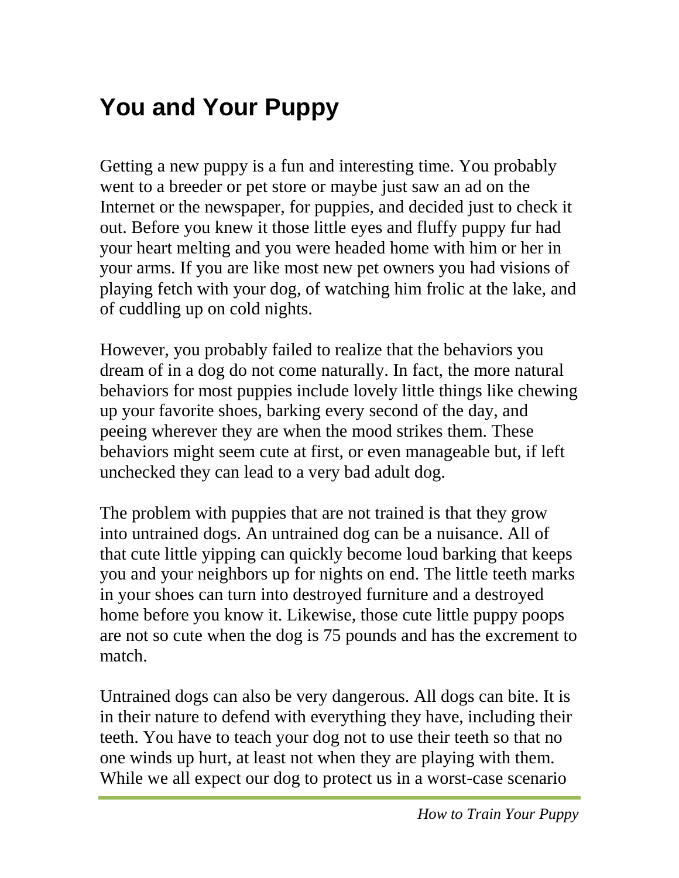# You and Your Puppy

Getting a new puppy is a fun and interesting time. You probably went to a breeder or pet store or maybe just saw an ad on the Internet or the newspaper, for puppies, and decided just to check it out. Before you knew it those little eyes and fluffy puppy fur had your heart melting and you were headed home with him or her in your arms. If you are like most new pet owners you had visions of playing fetch with your dog, of watching him frolic at the lake, and of cuddling up on cold nights.

However, you probably failed to realize that the behaviors you dream of in a dog do not come naturally. In fact, the more natural behaviors for most puppies include lovely little things like chewing up your favorite shoes, barking every second of the day, and peeing wherever they are when the mood strikes them. These behaviors might seem cute at first, or even manageable but, if left unchecked they can lead to a very bad adult dog.

The problem with puppies that are not trained is that they grow into untrained dogs. An untrained dog can be a nuisance. All of that cute little yipping can quickly become loud barking that keeps you and your neighbors up for nights on end. The little teeth marks in your shoes can turn into destroyed furniture and a destroyed home before you know it. Likewise, those cute little puppy poops are not so cute when the dog is 75 pounds and has the excrement to match.

Untrained dogs can also be very dangerous. All dogs can bite. It is in their nature to defend with everything they have, including their teeth. You have to teach your dog not to use their teeth so that no one winds up hurt, at least not when they are playing with them. While we all expect our dog to protect us in a worst-case scenario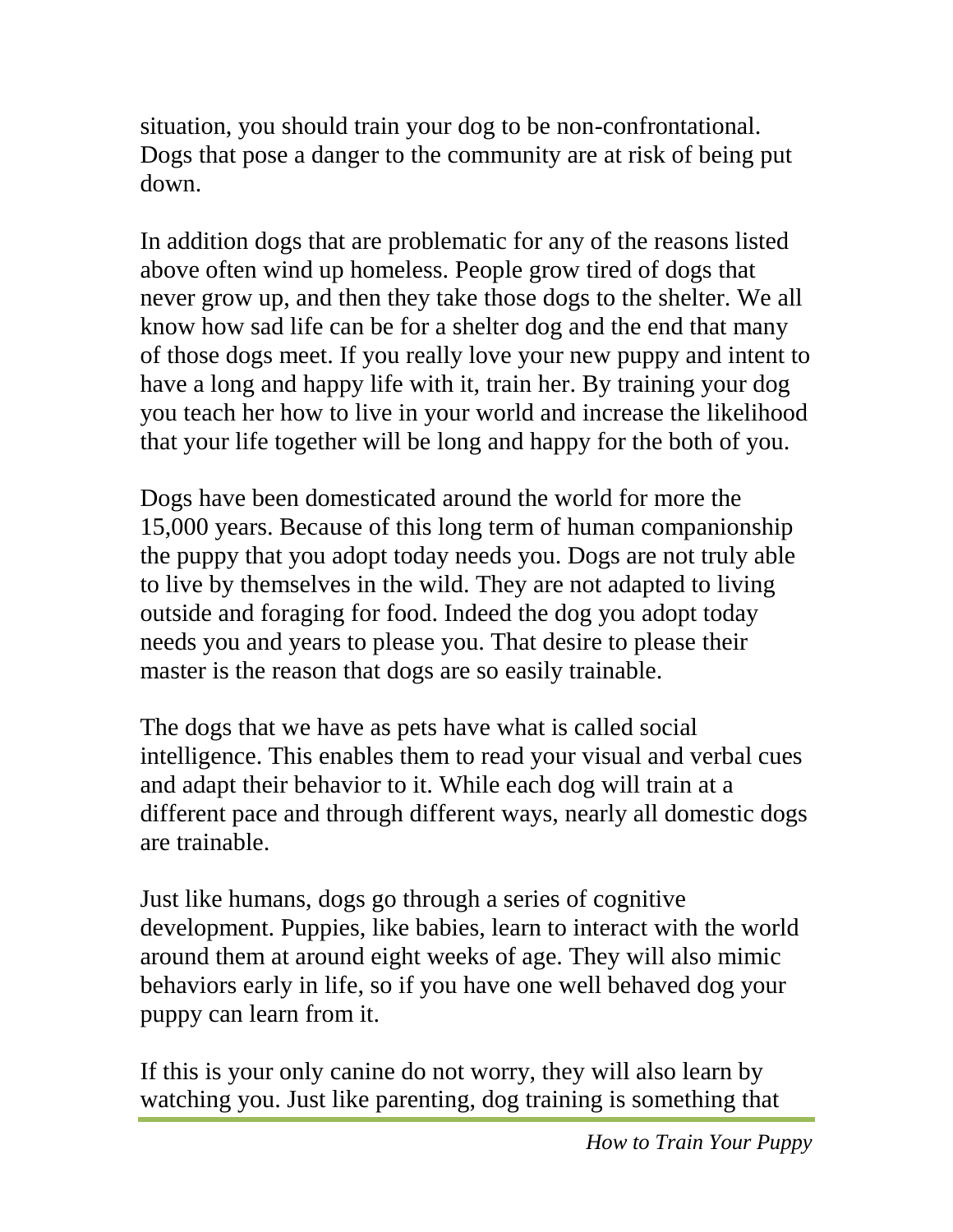situation, you should train your dog to be non-confrontational. Dogs that pose a danger to the community are at risk of being put down.

In addition dogs that are problematic for any of the reasons listed above often wind up homeless. People grow tired of dogs that never grow up, and then they take those dogs to the shelter. We all know how sad life can be for a shelter dog and the end that many of those dogs meet. If you really love your new puppy and intent to have a long and happy life with it, train her. By training your dog you teach her how to live in your world and increase the likelihood that your life together will be long and happy for the both of you.

Dogs have been domesticated around the world for more the 15,000 years. Because of this long term of human companionship the puppy that you adopt today needs you. Dogs are not truly able to live by themselves in the wild. They are not adapted to living outside and foraging for food. Indeed the dog you adopt today needs you and years to please you. That desire to please their master is the reason that dogs are so easily trainable.

The dogs that we have as pets have what is called social intelligence. This enables them to read your visual and verbal cues and adapt their behavior to it. While each dog will train at a different pace and through different ways, nearly all domestic dogs are trainable.

Just like humans, dogs go through a series of cognitive development. Puppies, like babies, learn to interact with the world around them at around eight weeks of age. They will also mimic behaviors early in life, so if you have one well behaved dog your puppy can learn from it.

If this is your only canine do not worry, they will also learn by watching you. Just like parenting, dog training is something that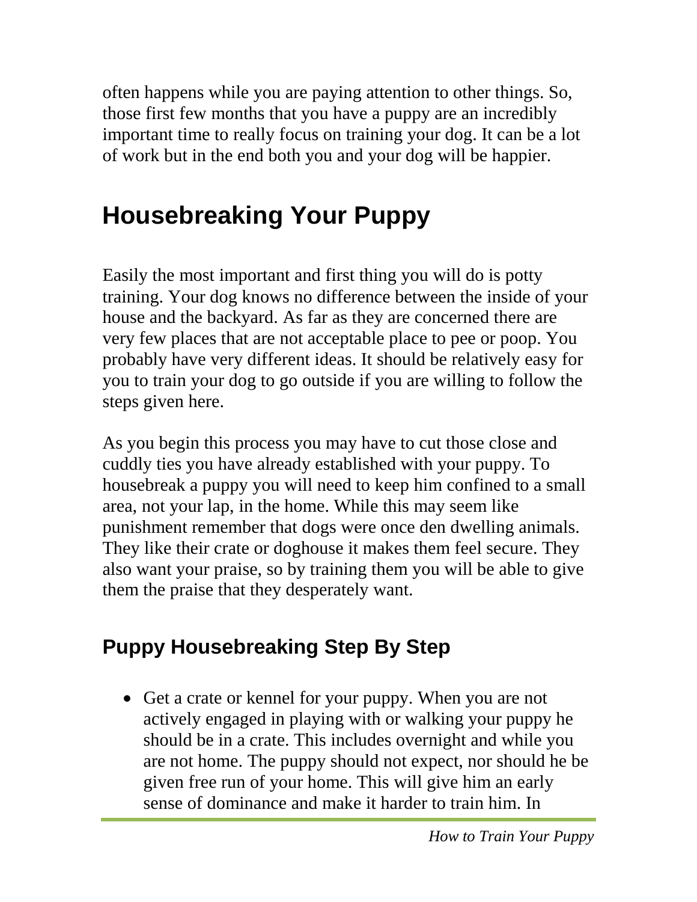often happens while you are paying attention to other things. So, those first few months that you have a puppy are an incredibly important time to really focus on training your dog. It can be a lot of work but in the end both you and your dog will be happier.

# Housebreaking Your Puppy

Easily the most important and first thing you will do is potty training. Your dog knows no difference between the inside of your house and the backyard. As far as they are concerned there are very few places that are not acceptable place to pee or poop. You probably have very different ideas. It should be relatively easy for you to train your dog to go outside if you are willing to follow the steps given here.

As you begin this process you may have to cut those close and cuddly ties you have already established with your puppy. To housebreak a puppy you will need to keep him confined to a small area, not your lap, in the home. While this may seem like punishment remember that dogs were once den dwelling animals. They like their crate or doghouse it makes them feel secure. They also want your praise, so by training them you will be able to give them the praise that they desperately want.

## Puppy Housebreaking Step By Step

- Get a crate or kennel for your puppy. When you are not actively engaged in playing with or walking your puppy he should be in a crate. This includes overnight and while you are not home. The puppy should not expect, nor should he be given free run of your home. This will give him an early sense of dominance and make it harder to train him. In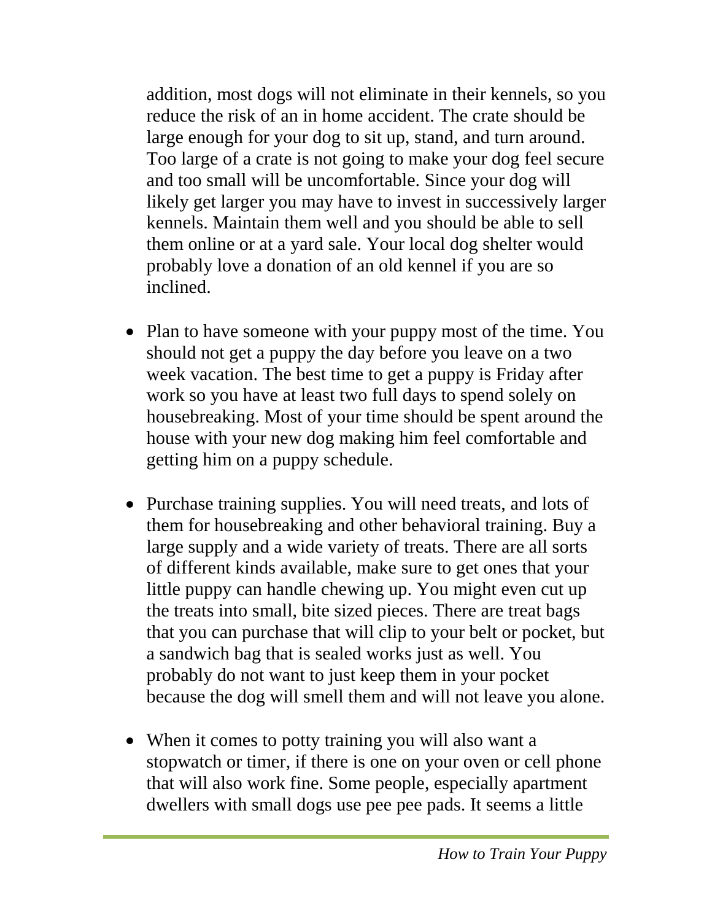addition, most dogs will not eliminate in their kennels, so you reduce the risk of an in home accident. The crate should be large enough for your dog to sit up, stand, and turn around. Too large of a crate is not going to make your dog feel secure and too small will be uncomfortable. Since your dog will likely get larger you may have to invest in successively larger kennels. Maintain them well and you should be able to sell them online or at a yard sale. Your local dog shelter would probably love a donation of an old kennel if you are so inclined.

- Plan to have someone with your puppy most of the time. You should not get a puppy the day before you leave on a two week vacation. The best time to get a puppy is Friday after work so you have at least two full days to spend solely on housebreaking. Most of your time should be spent around the house with your new dog making him feel comfortable and getting him on a puppy schedule.

- Purchase training supplies. You will need treats, and lots of them for housebreaking and other behavioral training. Buy a large supply and a wide variety of treats. There are all sorts of different kinds available, make sure to get ones that your little puppy can handle chewing up. You might even cut up the treats into small, bite sized pieces. There are treat bags that you can purchase that will clip to your belt or pocket, but a sandwich bag that is sealed works just as well. You probably do not want to just keep them in your pocket because the dog will smell them and will not leave you alone.

- When it comes to potty training you will also want a stopwatch or timer, if there is one on your oven or cell phone that will also work fine. Some people, especially apartment dwellers with small dogs use pee pee pads. It seems a little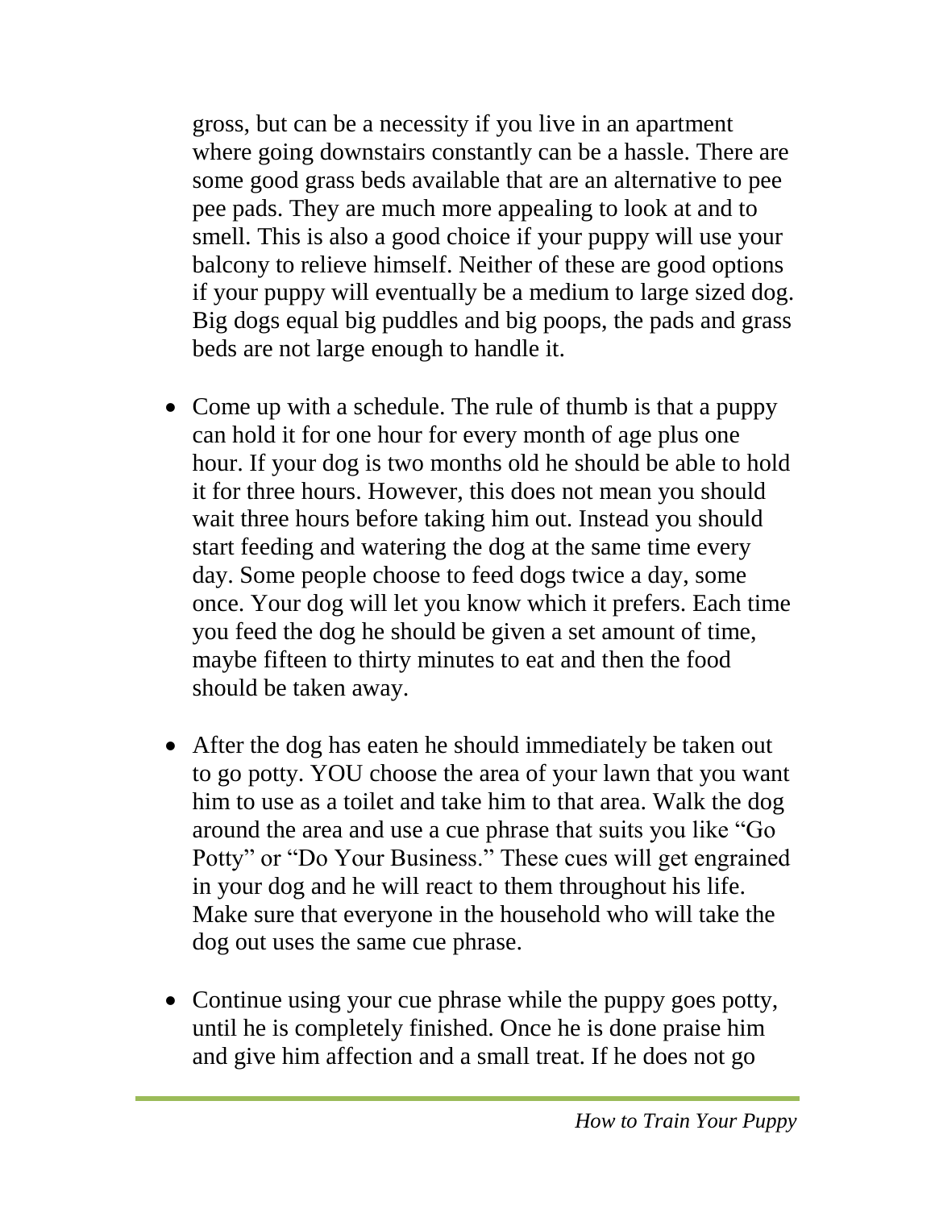gross, but can be a necessity if you live in an apartment where going downstairs constantly can be a hassle. There are some good grass beds available that are an alternative to pee pee pads. They are much more appealing to look at and to smell. This is also a good choice if your puppy will use your balcony to relieve himself. Neither of these are good options if your puppy will eventually be a medium to large sized dog. Big dogs equal big puddles and big poops, the pads and grass beds are not large enough to handle it.

- Come up with a schedule. The rule of thumb is that a puppy can hold it for one hour for every month of age plus one hour. If your dog is two months old he should be able to hold it for three hours. However, this does not mean you should wait three hours before taking him out. Instead you should start feeding and watering the dog at the same time every day. Some people choose to feed dogs twice a day, some once. Your dog will let you know which it prefers. Each time you feed the dog he should be given a set amount of time, maybe fifteen to thirty minutes to eat and then the food should be taken away.

- After the dog has eaten he should immediately be taken out to go potty. YOU choose the area of your lawn that you want him to use as a toilet and take him to that area. Walk the dog around the area and use a cue phrase that suits you like “Go Potty” or “Do Your Business.” These cues will get engrained in your dog and he will react to them throughout his life. Make sure that everyone in the household who will take the dog out uses the same cue phrase.

- Continue using your cue phrase while the puppy goes potty, until he is completely finished. Once he is done praise him and give him affection and a small treat. If he does not go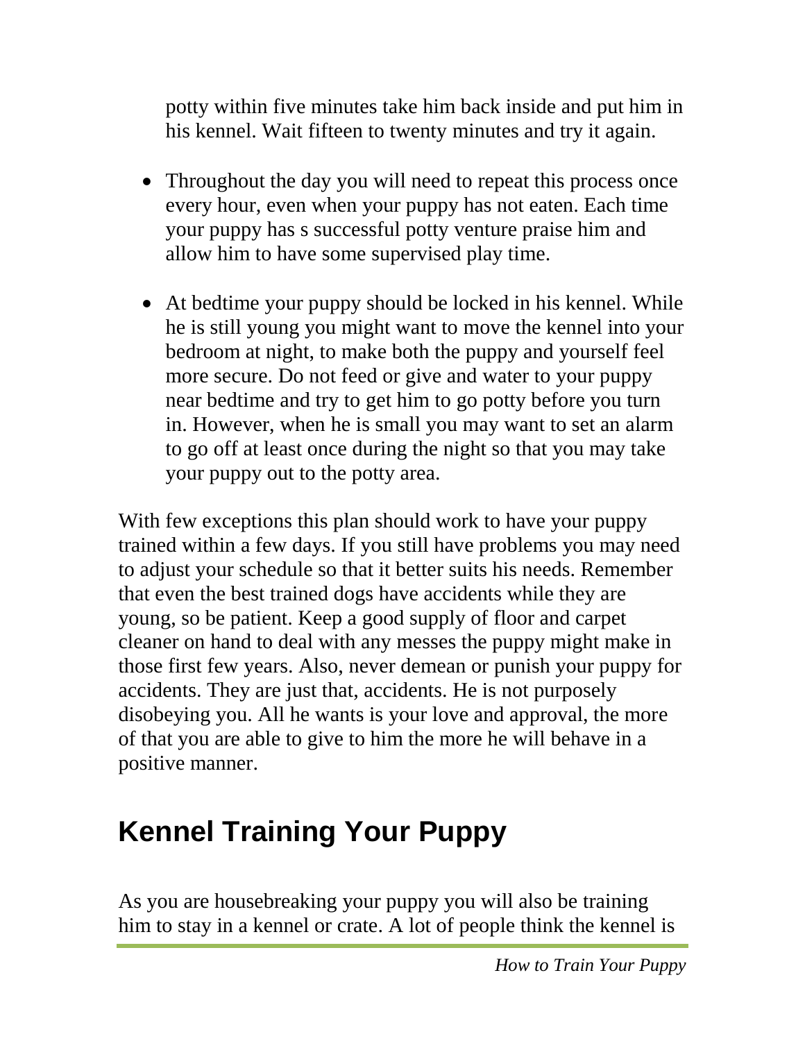potty within five minutes take him back inside and put him in his kennel. Wait fifteen to twenty minutes and try it again.

- Throughout the day you will need to repeat this process once every hour, even when your puppy has not eaten. Each time your puppy has s successful potty venture praise him and allow him to have some supervised play time.

- At bedtime your puppy should be locked in his kennel. While he is still young you might want to move the kennel into your bedroom at night, to make both the puppy and yourself feel more secure. Do not feed or give and water to your puppy near bedtime and try to get him to go potty before you turn in. However, when he is small you may want to set an alarm to go off at least once during the night so that you may take your puppy out to the potty area.

With few exceptions this plan should work to have your puppy trained within a few days. If you still have problems you may need to adjust your schedule so that it better suits his needs. Remember that even the best trained dogs have accidents while they are young, so be patient. Keep a good supply of floor and carpet cleaner on hand to deal with any messes the puppy might make in those first few years. Also, never demean or punish your puppy for accidents. They are just that, accidents. He is not purposely disobeying you. All he wants is your love and approval, the more of that you are able to give to him the more he will behave in a positive manner.

## Kennel Training Your Puppy

As you are housebreaking your puppy you will also be training him to stay in a kennel or crate. A lot of people think the kennel is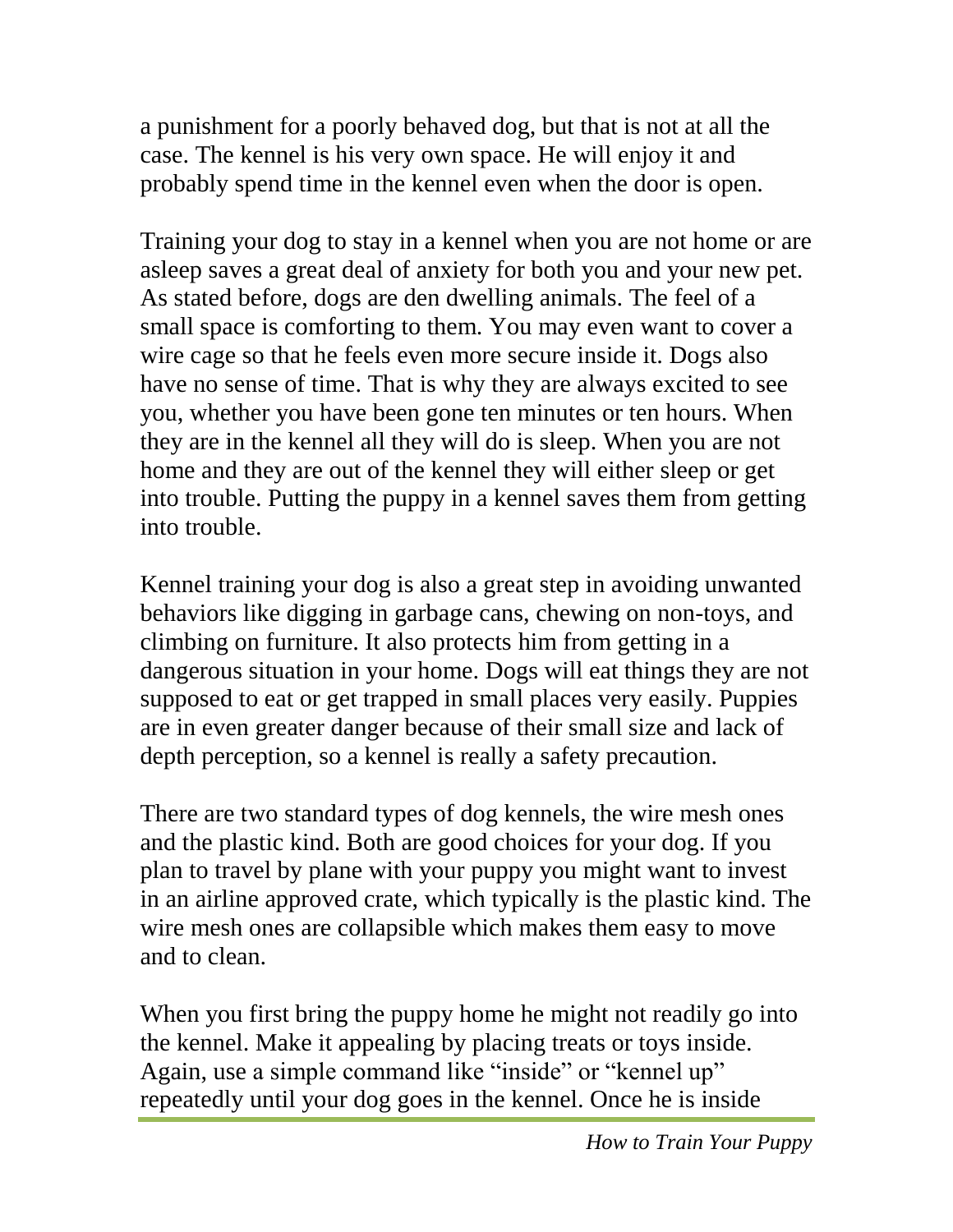a punishment for a poorly behaved dog, but that is not at all the case. The kennel is his very own space. He will enjoy it and probably spend time in the kennel even when the door is open.

Training your dog to stay in a kennel when you are not home or are asleep saves a great deal of anxiety for both you and your new pet. As stated before, dogs are den dwelling animals. The feel of a small space is comforting to them. You may even want to cover a wire cage so that he feels even more secure inside it. Dogs also have no sense of time. That is why they are always excited to see you, whether you have been gone ten minutes or ten hours. When they are in the kennel all they will do is sleep. When you are not home and they are out of the kennel they will either sleep or get into trouble. Putting the puppy in a kennel saves them from getting into trouble.

Kennel training your dog is also a great step in avoiding unwanted behaviors like digging in garbage cans, chewing on non-toys, and climbing on furniture. It also protects him from getting in a dangerous situation in your home. Dogs will eat things they are not supposed to eat or get trapped in small places very easily. Puppies are in even greater danger because of their small size and lack of depth perception, so a kennel is really a safety precaution.

There are two standard types of dog kennels, the wire mesh ones and the plastic kind. Both are good choices for your dog. If you plan to travel by plane with your puppy you might want to invest in an airline approved crate, which typically is the plastic kind. The wire mesh ones are collapsible which makes them easy to move and to clean.

When you first bring the puppy home he might not readily go into the kennel. Make it appealing by placing treats or toys inside. Again, use a simple command like “inside” or “kennel up” repeatedly until your dog goes in the kennel. Once he is inside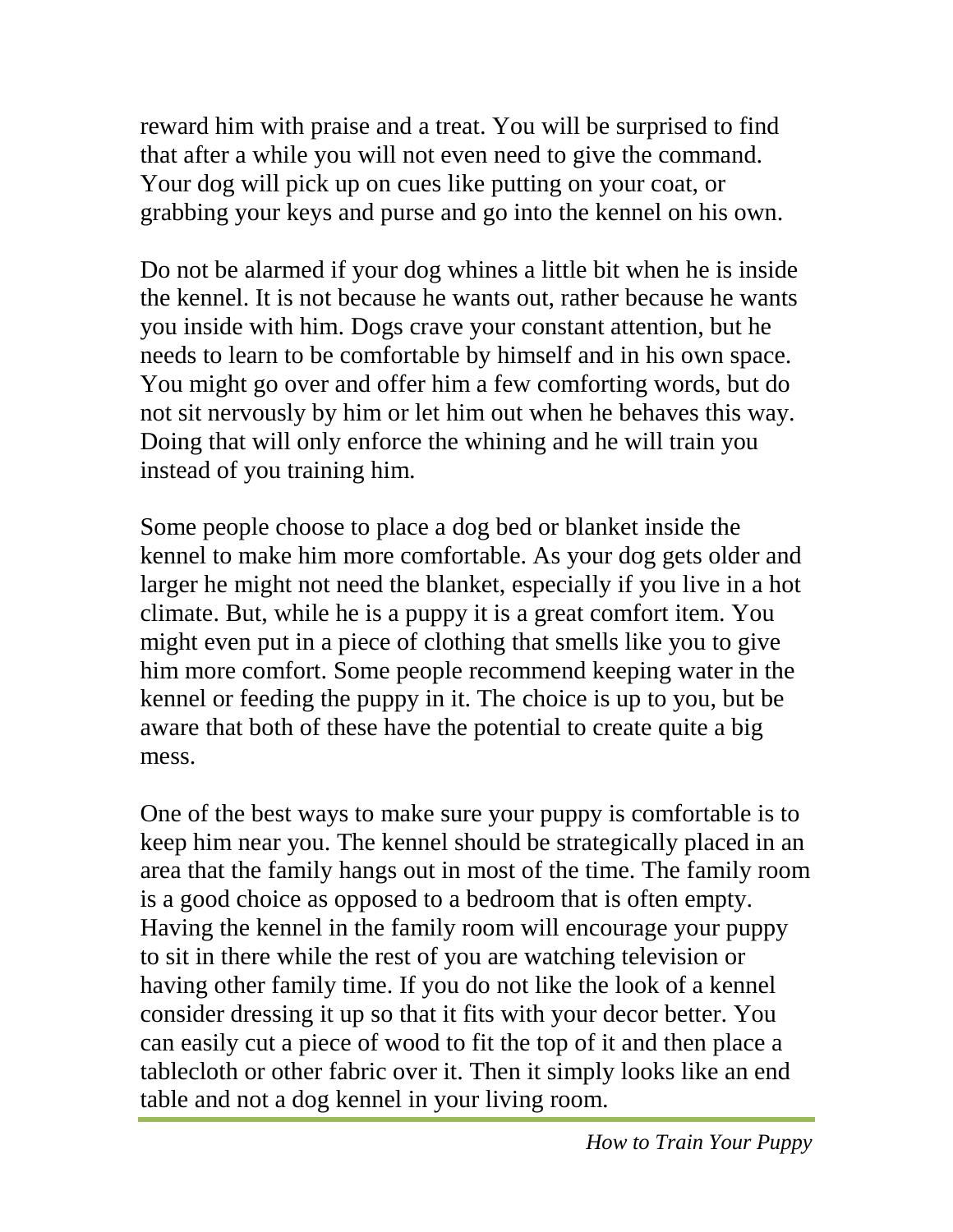reward him with praise and a treat. You will be surprised to find that after a while you will not even need to give the command. Your dog will pick up on cues like putting on your coat, or grabbing your keys and purse and go into the kennel on his own.

Do not be alarmed if your dog whines a little bit when he is inside the kennel. It is not because he wants out, rather because he wants you inside with him. Dogs crave your constant attention, but he needs to learn to be comfortable by himself and in his own space. You might go over and offer him a few comforting words, but do not sit nervously by him or let him out when he behaves this way. Doing that will only enforce the whining and he will train you instead of you training him.

Some people choose to place a dog bed or blanket inside the kennel to make him more comfortable. As your dog gets older and larger he might not need the blanket, especially if you live in a hot climate. But, while he is a puppy it is a great comfort item. You might even put in a piece of clothing that smells like you to give him more comfort. Some people recommend keeping water in the kennel or feeding the puppy in it. The choice is up to you, but be aware that both of these have the potential to create quite a big mess.

One of the best ways to make sure your puppy is comfortable is to keep him near you. The kennel should be strategically placed in an area that the family hangs out in most of the time. The family room is a good choice as opposed to a bedroom that is often empty. Having the kennel in the family room will encourage your puppy to sit in there while the rest of you are watching television or having other family time. If you do not like the look of a kennel consider dressing it up so that it fits with your decor better. You can easily cut a piece of wood to fit the top of it and then place a tablecloth or other fabric over it. Then it simply looks like an end table and not a dog kennel in your living room.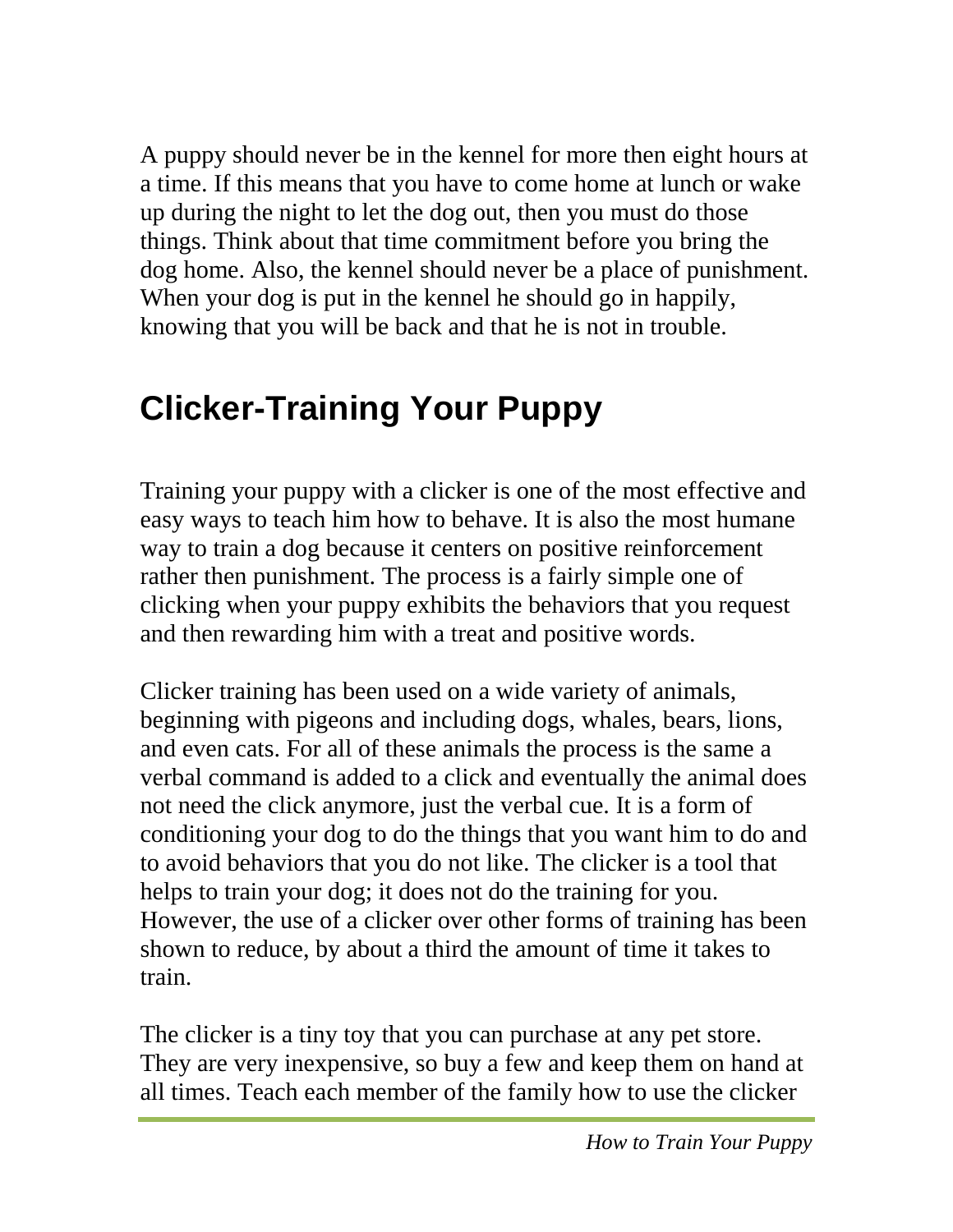A puppy should never be in the kennel for more then eight hours at a time. If this means that you have to come home at lunch or wake up during the night to let the dog out, then you must do those things. Think about that time commitment before you bring the dog home. Also, the kennel should never be a place of punishment. When your dog is put in the kennel he should go in happily, knowing that you will be back and that he is not in trouble.

## Clicker-Training Your Puppy

Training your puppy with a clicker is one of the most effective and easy ways to teach him how to behave. It is also the most humane way to train a dog because it centers on positive reinforcement rather then punishment. The process is a fairly simple one of clicking when your puppy exhibits the behaviors that you request and then rewarding him with a treat and positive words.

Clicker training has been used on a wide variety of animals, beginning with pigeons and including dogs, whales, bears, lions, and even cats. For all of these animals the process is the same a verbal command is added to a click and eventually the animal does not need the click anymore, just the verbal cue. It is a form of conditioning your dog to do the things that you want him to do and to avoid behaviors that you do not like. The clicker is a tool that helps to train your dog; it does not do the training for you. However, the use of a clicker over other forms of training has been shown to reduce, by about a third the amount of time it takes to train.

The clicker is a tiny toy that you can purchase at any pet store. They are very inexpensive, so buy a few and keep them on hand at all times. Teach each member of the family how to use the clicker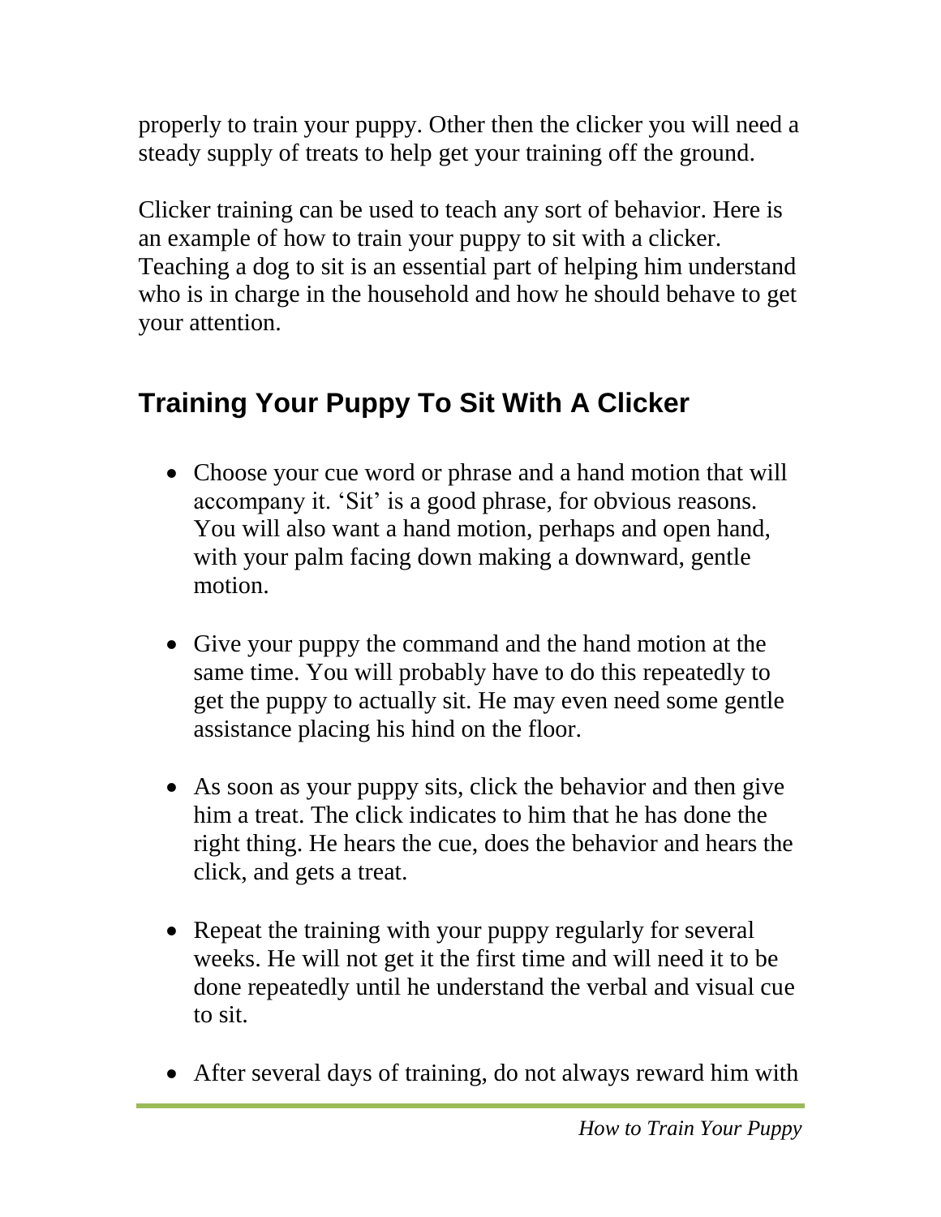properly to train your puppy. Other then the clicker you will need a steady supply of treats to help get your training off the ground.

Clicker training can be used to teach any sort of behavior. Here is an example of how to train your puppy to sit with a clicker. Teaching a dog to sit is an essential part of helping him understand who is in charge in the household and how he should behave to get your attention.

## Training Your Puppy To Sit With A Clicker

- Choose your cue word or phrase and a hand motion that will accompany it. 'Sit' is a good phrase, for obvious reasons. You will also want a hand motion, perhaps and open hand, with your palm facing down making a downward, gentle motion.

- Give your puppy the command and the hand motion at the same time. You will probably have to do this repeatedly to get the puppy to actually sit. He may even need some gentle assistance placing his hind on the floor.

- As soon as your puppy sits, click the behavior and then give him a treat. The click indicates to him that he has done the right thing. He hears the cue, does the behavior and hears the click, and gets a treat.

- Repeat the training with your puppy regularly for several weeks. He will not get it the first time and will need it to be done repeatedly until he understand the verbal and visual cue to sit.

- After several days of training, do not always reward him with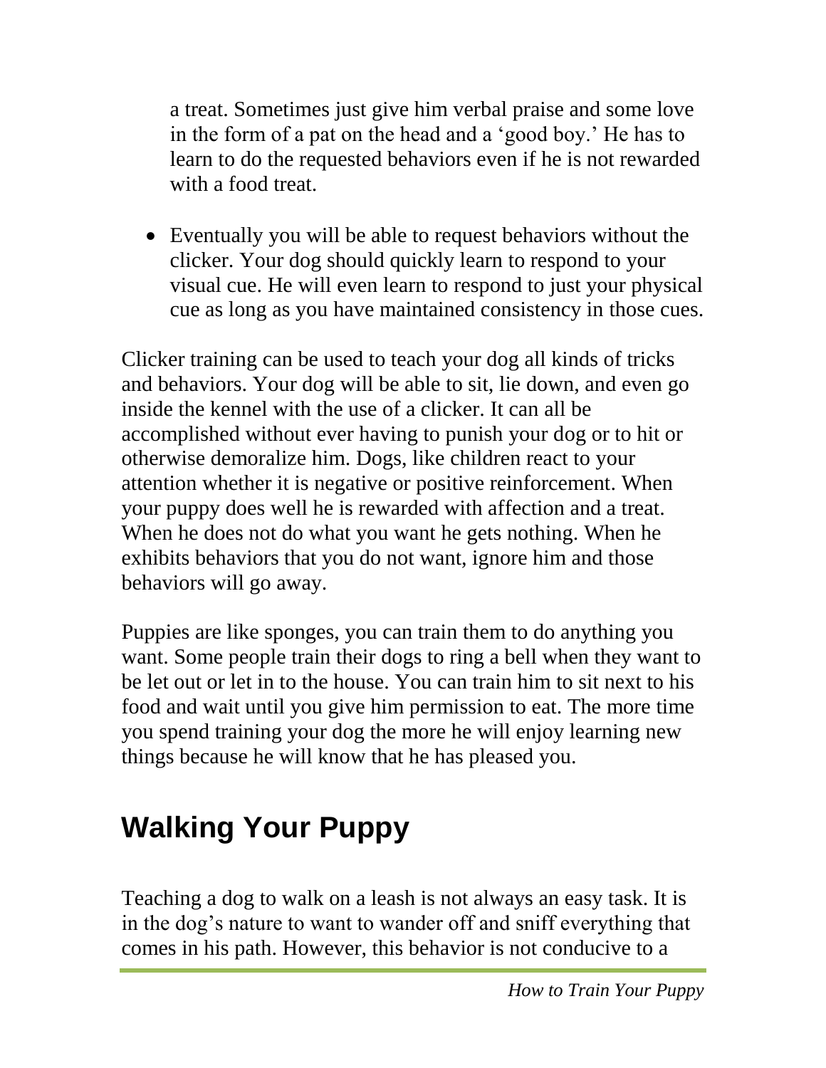a treat. Sometimes just give him verbal praise and some love in the form of a pat on the head and a 'good boy.' He has to learn to do the requested behaviors even if he is not rewarded with a food treat.

- Eventually you will be able to request behaviors without the clicker. Your dog should quickly learn to respond to your visual cue. He will even learn to respond to just your physical cue as long as you have maintained consistency in those cues.

Clicker training can be used to teach your dog all kinds of tricks and behaviors. Your dog will be able to sit, lie down, and even go inside the kennel with the use of a clicker. It can all be accomplished without ever having to punish your dog or to hit or otherwise demoralize him. Dogs, like children react to your attention whether it is negative or positive reinforcement. When your puppy does well he is rewarded with affection and a treat. When he does not do what you want he gets nothing. When he exhibits behaviors that you do not want, ignore him and those behaviors will go away.

Puppies are like sponges, you can train them to do anything you want. Some people train their dogs to ring a bell when they want to be let out or let in to the house. You can train him to sit next to his food and wait until you give him permission to eat. The more time you spend training your dog the more he will enjoy learning new things because he will know that he has pleased you.

## Walking Your Puppy

Teaching a dog to walk on a leash is not always an easy task. It is in the dog's nature to want to wander off and sniff everything that comes in his path. However, this behavior is not conducive to a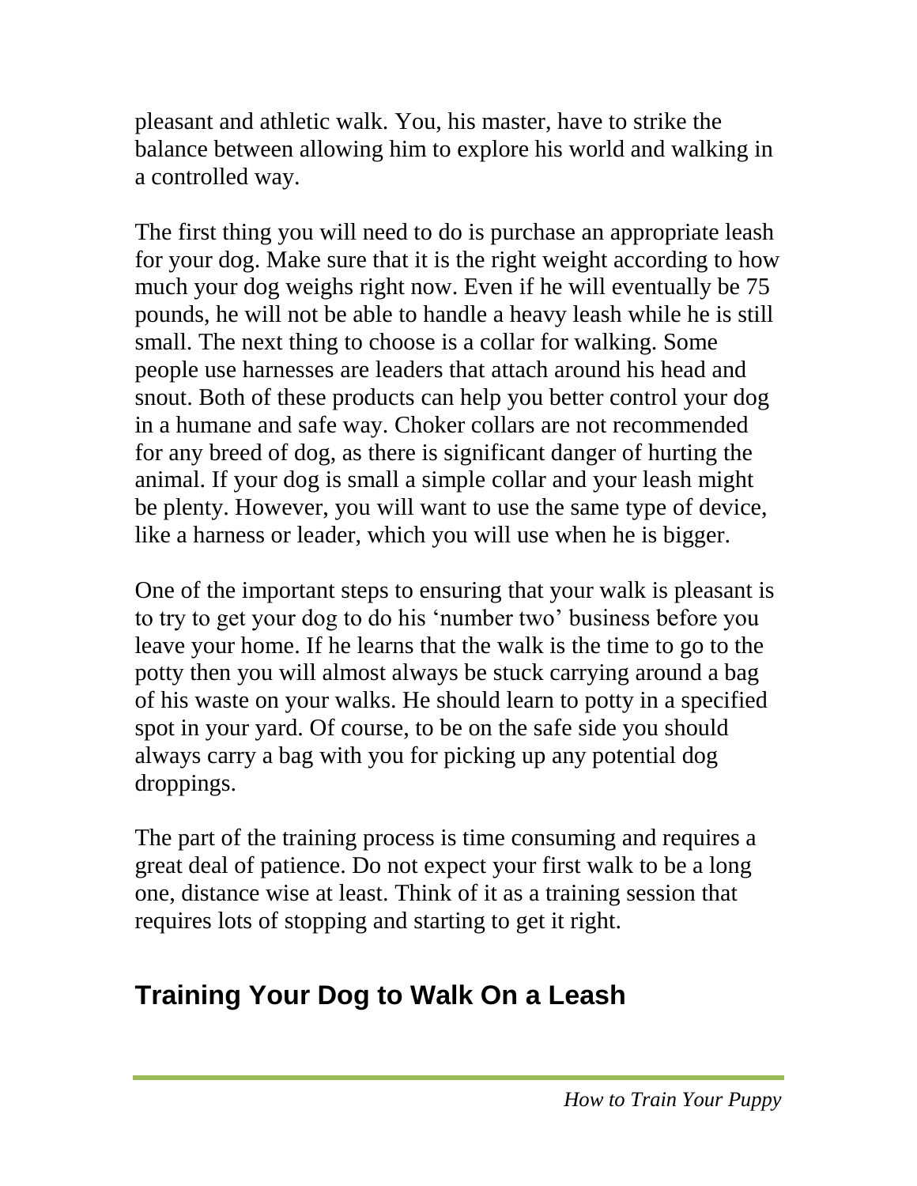pleasant and athletic walk. You, his master, have to strike the balance between allowing him to explore his world and walking in a controlled way.

The first thing you will need to do is purchase an appropriate leash for your dog. Make sure that it is the right weight according to how much your dog weighs right now. Even if he will eventually be 75 pounds, he will not be able to handle a heavy leash while he is still small. The next thing to choose is a collar for walking. Some people use harnesses are leaders that attach around his head and snout. Both of these products can help you better control your dog in a humane and safe way. Choker collars are not recommended for any breed of dog, as there is significant danger of hurting the animal. If your dog is small a simple collar and your leash might be plenty. However, you will want to use the same type of device, like a harness or leader, which you will use when he is bigger.

One of the important steps to ensuring that your walk is pleasant is to try to get your dog to do his 'number two' business before you leave your home. If he learns that the walk is the time to go to the potty then you will almost always be stuck carrying around a bag of his waste on your walks. He should learn to potty in a specified spot in your yard. Of course, to be on the safe side you should always carry a bag with you for picking up any potential dog droppings.

The part of the training process is time consuming and requires a great deal of patience. Do not expect your first walk to be a long one, distance wise at least. Think of it as a training session that requires lots of stopping and starting to get it right.

## Training Your Dog to Walk On a Leash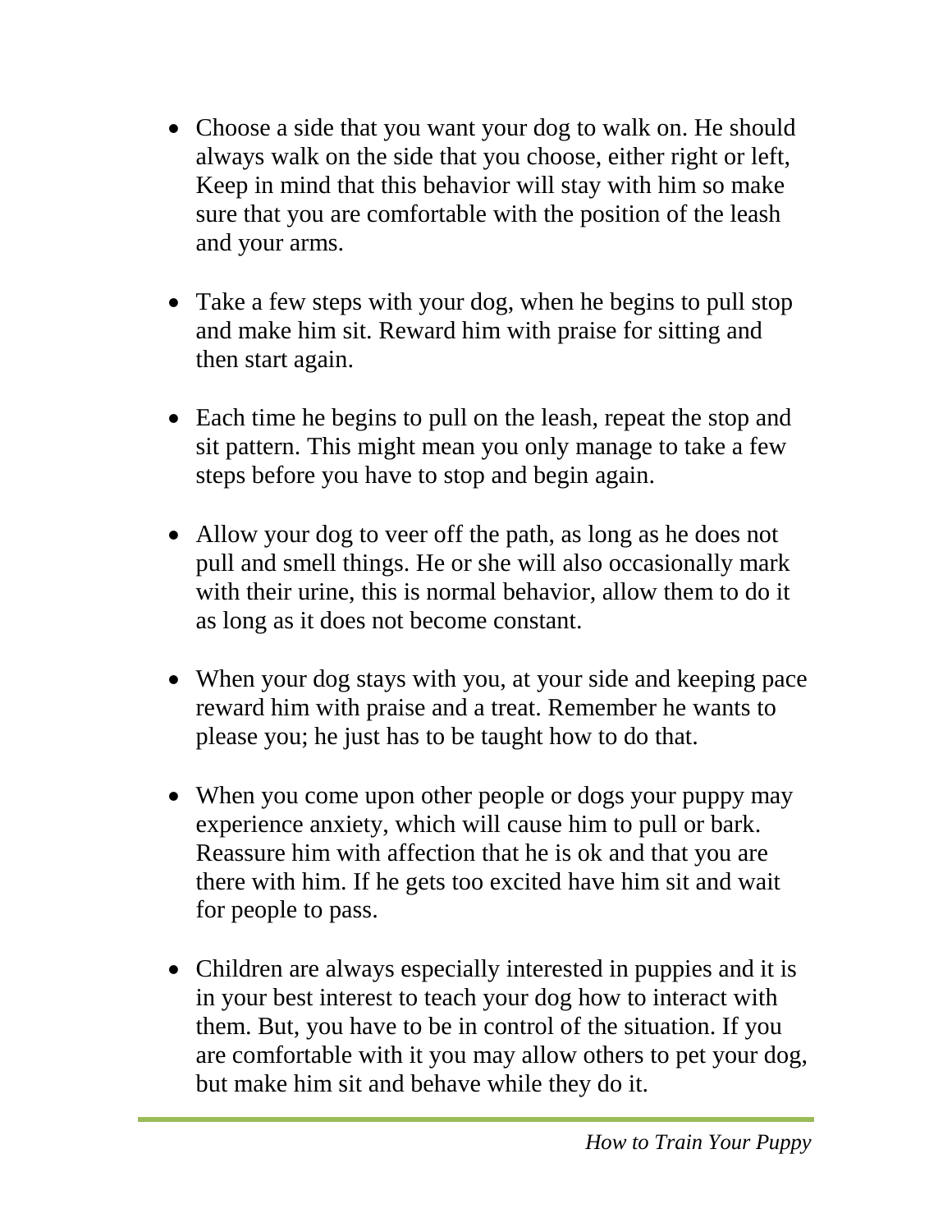- Choose a side that you want your dog to walk on. He should always walk on the side that you choose, either right or left, Keep in mind that this behavior will stay with him so make sure that you are comfortable with the position of the leash and your arms.

- Take a few steps with your dog, when he begins to pull stop and make him sit. Reward him with praise for sitting and then start again.

- Each time he begins to pull on the leash, repeat the stop and sit pattern. This might mean you only manage to take a few steps before you have to stop and begin again.

- Allow your dog to veer off the path, as long as he does not pull and smell things. He or she will also occasionally mark with their urine, this is normal behavior, allow them to do it as long as it does not become constant.

- When your dog stays with you, at your side and keeping pace reward him with praise and a treat. Remember he wants to please you; he just has to be taught how to do that.

- When you come upon other people or dogs your puppy may experience anxiety, which will cause him to pull or bark. Reassure him with affection that he is ok and that you are there with him. If he gets too excited have him sit and wait for people to pass.

- Children are always especially interested in puppies and it is in your best interest to teach your dog how to interact with them. But, you have to be in control of the situation. If you are comfortable with it you may allow others to pet your dog, but make him sit and behave while they do it.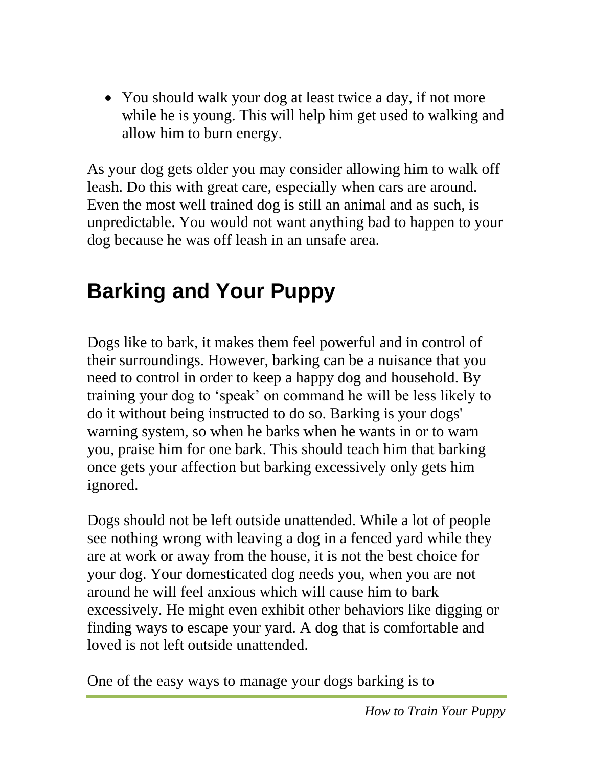- You should walk your dog at least twice a day, if not more while he is young. This will help him get used to walking and allow him to burn energy.

As your dog gets older you may consider allowing him to walk off leash. Do this with great care, especially when cars are around. Even the most well trained dog is still an animal and as such, is unpredictable. You would not want anything bad to happen to your dog because he was off leash in an unsafe area.

## Barking and Your Puppy

Dogs like to bark, it makes them feel powerful and in control of their surroundings. However, barking can be a nuisance that you need to control in order to keep a happy dog and household. By training your dog to 'speak' on command he will be less likely to do it without being instructed to do so. Barking is your dogs' warning system, so when he barks when he wants in or to warn you, praise him for one bark. This should teach him that barking once gets your affection but barking excessively only gets him ignored.

Dogs should not be left outside unattended. While a lot of people see nothing wrong with leaving a dog in a fenced yard while they are at work or away from the house, it is not the best choice for your dog. Your domesticated dog needs you, when you are not around he will feel anxious which will cause him to bark excessively. He might even exhibit other behaviors like digging or finding ways to escape your yard. A dog that is comfortable and loved is not left outside unattended.

One of the easy ways to manage your dogs barking is to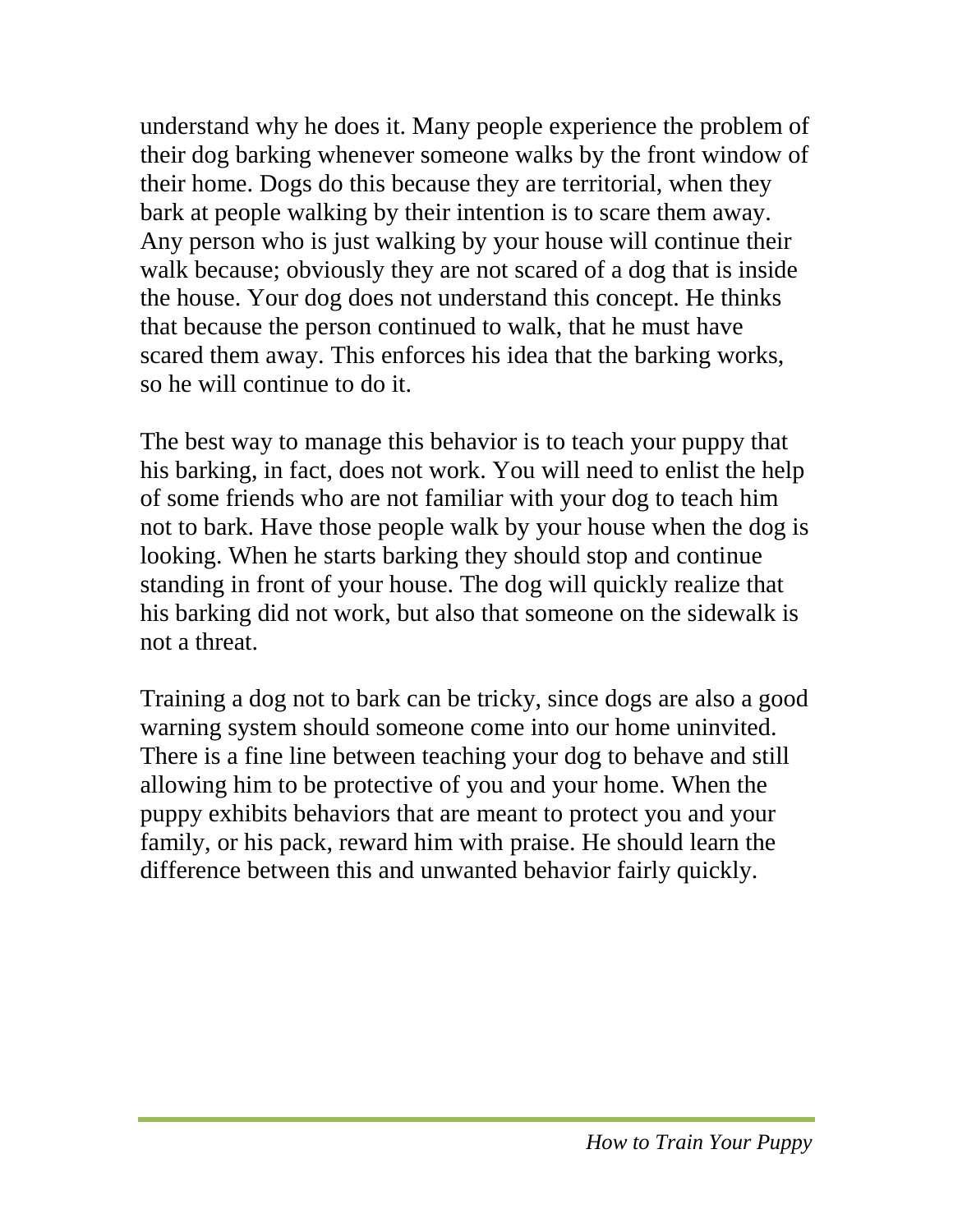understand why he does it. Many people experience the problem of their dog barking whenever someone walks by the front window of their home. Dogs do this because they are territorial, when they bark at people walking by their intention is to scare them away. Any person who is just walking by your house will continue their walk because; obviously they are not scared of a dog that is inside the house. Your dog does not understand this concept. He thinks that because the person continued to walk, that he must have scared them away. This enforces his idea that the barking works, so he will continue to do it.

The best way to manage this behavior is to teach your puppy that his barking, in fact, does not work. You will need to enlist the help of some friends who are not familiar with your dog to teach him not to bark. Have those people walk by your house when the dog is looking. When he starts barking they should stop and continue standing in front of your house. The dog will quickly realize that his barking did not work, but also that someone on the sidewalk is not a threat.

Training a dog not to bark can be tricky, since dogs are also a good warning system should someone come into our home uninvited. There is a fine line between teaching your dog to behave and still allowing him to be protective of you and your home. When the puppy exhibits behaviors that are meant to protect you and your family, or his pack, reward him with praise. He should learn the difference between this and unwanted behavior fairly quickly.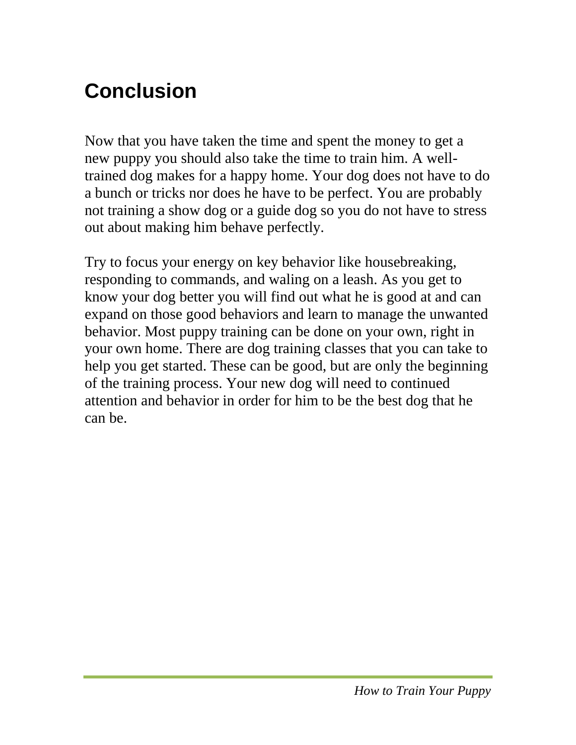# Conclusion

Now that you have taken the time and spent the money to get a new puppy you should also take the time to train him. A well-trained dog makes for a happy home. Your dog does not have to do a bunch or tricks nor does he have to be perfect. You are probably not training a show dog or a guide dog so you do not have to stress out about making him behave perfectly.

Try to focus your energy on key behavior like housebreaking, responding to commands, and waling on a leash. As you get to know your dog better you will find out what he is good at and can expand on those good behaviors and learn to manage the unwanted behavior. Most puppy training can be done on your own, right in your own home. There are dog training classes that you can take to help you get started. These can be good, but are only the beginning of the training process. Your new dog will need to continued attention and behavior in order for him to be the best dog that he can be.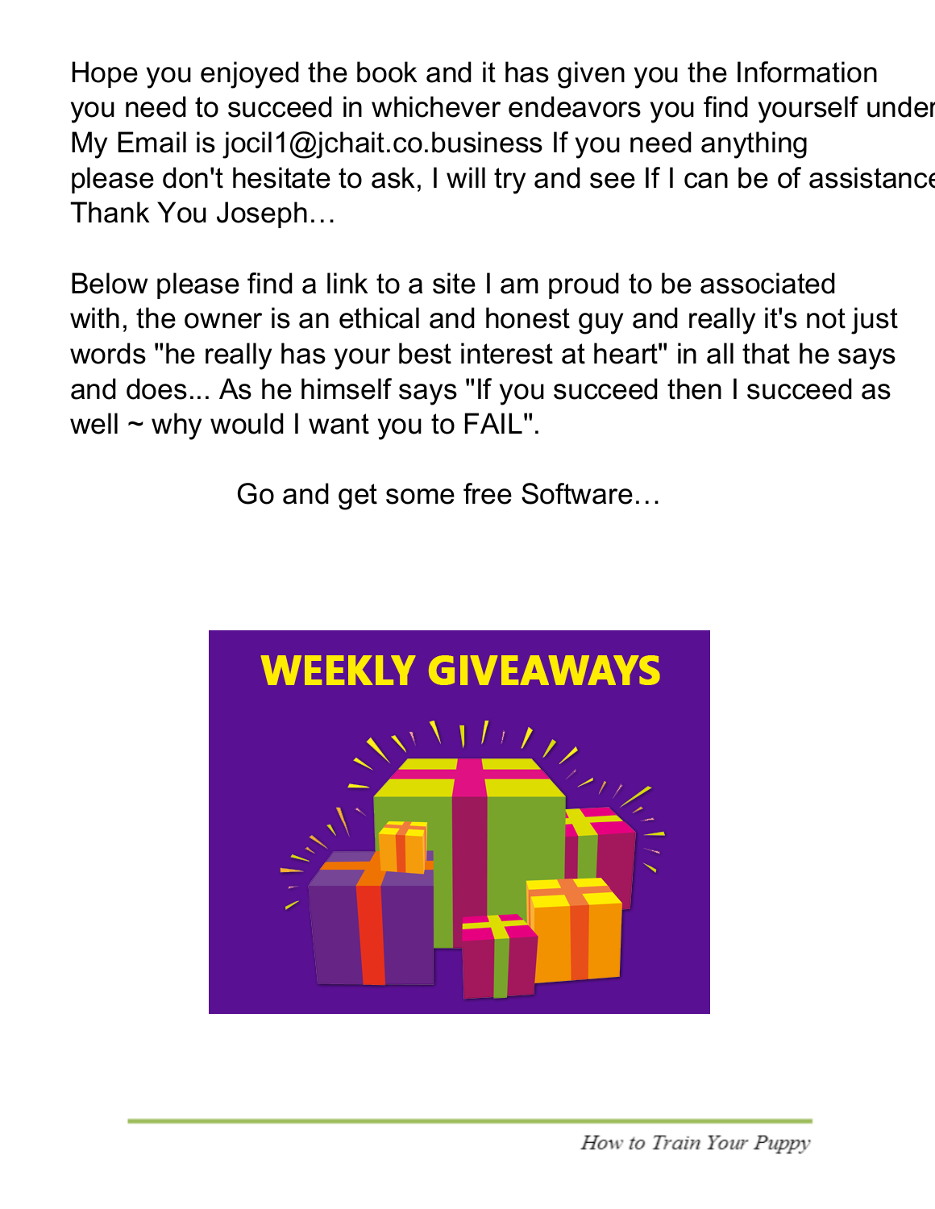Hope you enjoyed the book and it has given you the Information you need to succeed in whichever endeavors you find yourself under My Email is jocil1@jchait.co.business If you need anything please don't hesitate to ask, I will try and see If I can be of assistance Thank You Joseph…

Below please find a link to a site I am proud to be associated with, the owner is an ethical and honest guy and really it's not just words "he really has your best interest at heart" in all that he says and does... As he himself says "If you succeed then I succeed as well ~ why would I want you to FAIL".

Go and get some free Software…

WEEKLY GIVEAWAYS